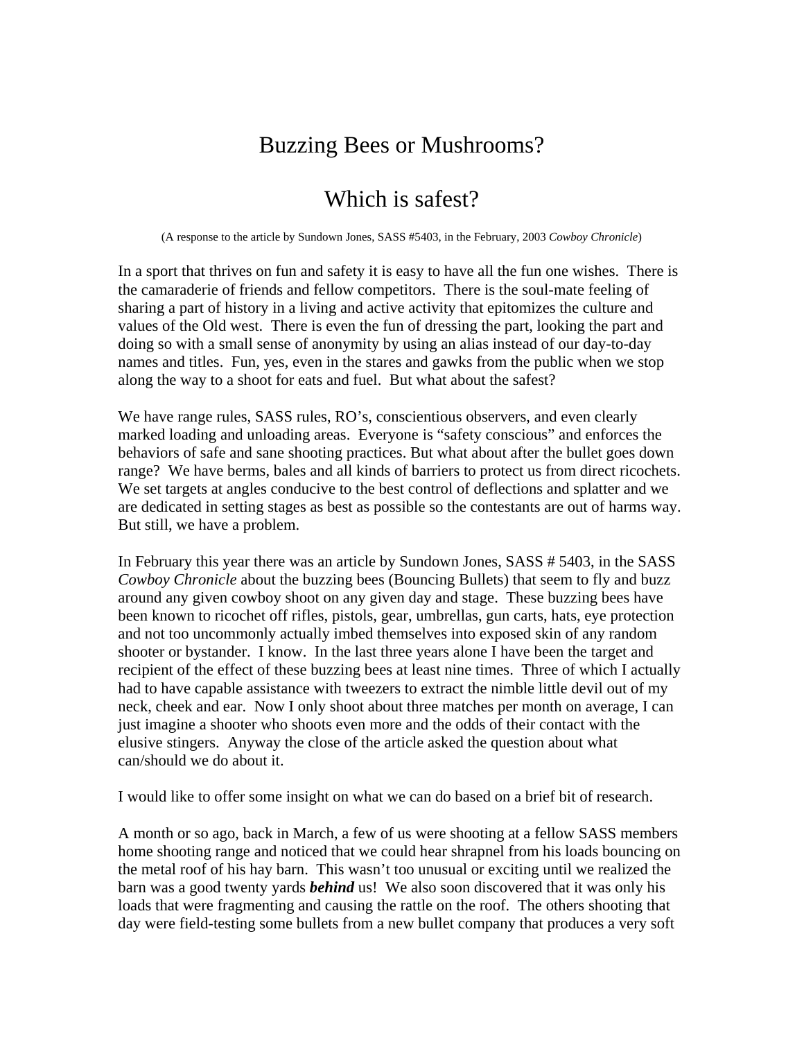# Buzzing Bees or Mushrooms?

# Which is safest?

(A response to the article by Sundown Jones, SASS #5403, in the February, 2003 *Cowboy Chronicle*)

In a sport that thrives on fun and safety it is easy to have all the fun one wishes. There is the camaraderie of friends and fellow competitors. There is the soul-mate feeling of sharing a part of history in a living and active activity that epitomizes the culture and values of the Old west. There is even the fun of dressing the part, looking the part and doing so with a small sense of anonymity by using an alias instead of our day-to-day names and titles. Fun, yes, even in the stares and gawks from the public when we stop along the way to a shoot for eats and fuel. But what about the safest?

We have range rules, SASS rules, RO's, conscientious observers, and even clearly marked loading and unloading areas. Everyone is "safety conscious" and enforces the behaviors of safe and sane shooting practices. But what about after the bullet goes down range? We have berms, bales and all kinds of barriers to protect us from direct ricochets. We set targets at angles conducive to the best control of deflections and splatter and we are dedicated in setting stages as best as possible so the contestants are out of harms way. But still, we have a problem.

In February this year there was an article by Sundown Jones, SASS # 5403, in the SASS *Cowboy Chronicle* about the buzzing bees (Bouncing Bullets) that seem to fly and buzz around any given cowboy shoot on any given day and stage. These buzzing bees have been known to ricochet off rifles, pistols, gear, umbrellas, gun carts, hats, eye protection and not too uncommonly actually imbed themselves into exposed skin of any random shooter or bystander. I know. In the last three years alone I have been the target and recipient of the effect of these buzzing bees at least nine times. Three of which I actually had to have capable assistance with tweezers to extract the nimble little devil out of my neck, cheek and ear. Now I only shoot about three matches per month on average, I can just imagine a shooter who shoots even more and the odds of their contact with the elusive stingers. Anyway the close of the article asked the question about what can/should we do about it.

I would like to offer some insight on what we can do based on a brief bit of research.

A month or so ago, back in March, a few of us were shooting at a fellow SASS members home shooting range and noticed that we could hear shrapnel from his loads bouncing on the metal roof of his hay barn. This wasn't too unusual or exciting until we realized the barn was a good twenty yards ***behind*** us! We also soon discovered that it was only his loads that were fragmenting and causing the rattle on the roof. The others shooting that day were field-testing some bullets from a new bullet company that produces a very soft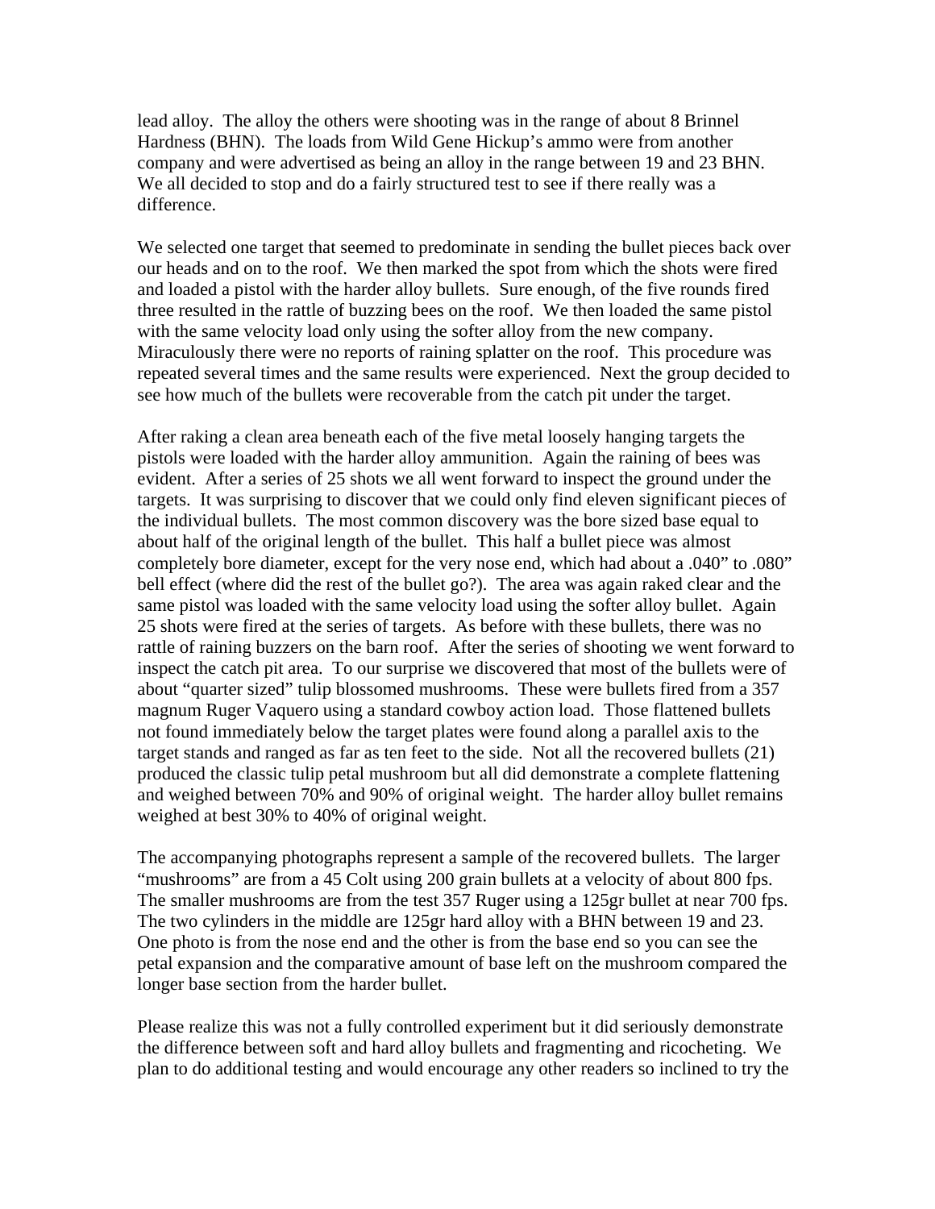lead alloy. The alloy the others were shooting was in the range of about 8 Brinnel Hardness (BHN). The loads from Wild Gene Hickup's ammo were from another company and were advertised as being an alloy in the range between 19 and 23 BHN. We all decided to stop and do a fairly structured test to see if there really was a difference.

We selected one target that seemed to predominate in sending the bullet pieces back over our heads and on to the roof. We then marked the spot from which the shots were fired and loaded a pistol with the harder alloy bullets. Sure enough, of the five rounds fired three resulted in the rattle of buzzing bees on the roof. We then loaded the same pistol with the same velocity load only using the softer alloy from the new company. Miraculously there were no reports of raining splatter on the roof. This procedure was repeated several times and the same results were experienced. Next the group decided to see how much of the bullets were recoverable from the catch pit under the target.

After raking a clean area beneath each of the five metal loosely hanging targets the pistols were loaded with the harder alloy ammunition. Again the raining of bees was evident. After a series of 25 shots we all went forward to inspect the ground under the targets. It was surprising to discover that we could only find eleven significant pieces of the individual bullets. The most common discovery was the bore sized base equal to about half of the original length of the bullet. This half a bullet piece was almost completely bore diameter, except for the very nose end, which had about a .040" to .080" bell effect (where did the rest of the bullet go?). The area was again raked clear and the same pistol was loaded with the same velocity load using the softer alloy bullet. Again 25 shots were fired at the series of targets. As before with these bullets, there was no rattle of raining buzzers on the barn roof. After the series of shooting we went forward to inspect the catch pit area. To our surprise we discovered that most of the bullets were of about "quarter sized" tulip blossomed mushrooms. These were bullets fired from a 357 magnum Ruger Vaquero using a standard cowboy action load. Those flattened bullets not found immediately below the target plates were found along a parallel axis to the target stands and ranged as far as ten feet to the side. Not all the recovered bullets (21) produced the classic tulip petal mushroom but all did demonstrate a complete flattening and weighed between 70% and 90% of original weight. The harder alloy bullet remains weighed at best 30% to 40% of original weight.

The accompanying photographs represent a sample of the recovered bullets. The larger "mushrooms" are from a 45 Colt using 200 grain bullets at a velocity of about 800 fps. The smaller mushrooms are from the test 357 Ruger using a 125gr bullet at near 700 fps. The two cylinders in the middle are 125gr hard alloy with a BHN between 19 and 23. One photo is from the nose end and the other is from the base end so you can see the petal expansion and the comparative amount of base left on the mushroom compared the longer base section from the harder bullet.

Please realize this was not a fully controlled experiment but it did seriously demonstrate the difference between soft and hard alloy bullets and fragmenting and ricocheting. We plan to do additional testing and would encourage any other readers so inclined to try the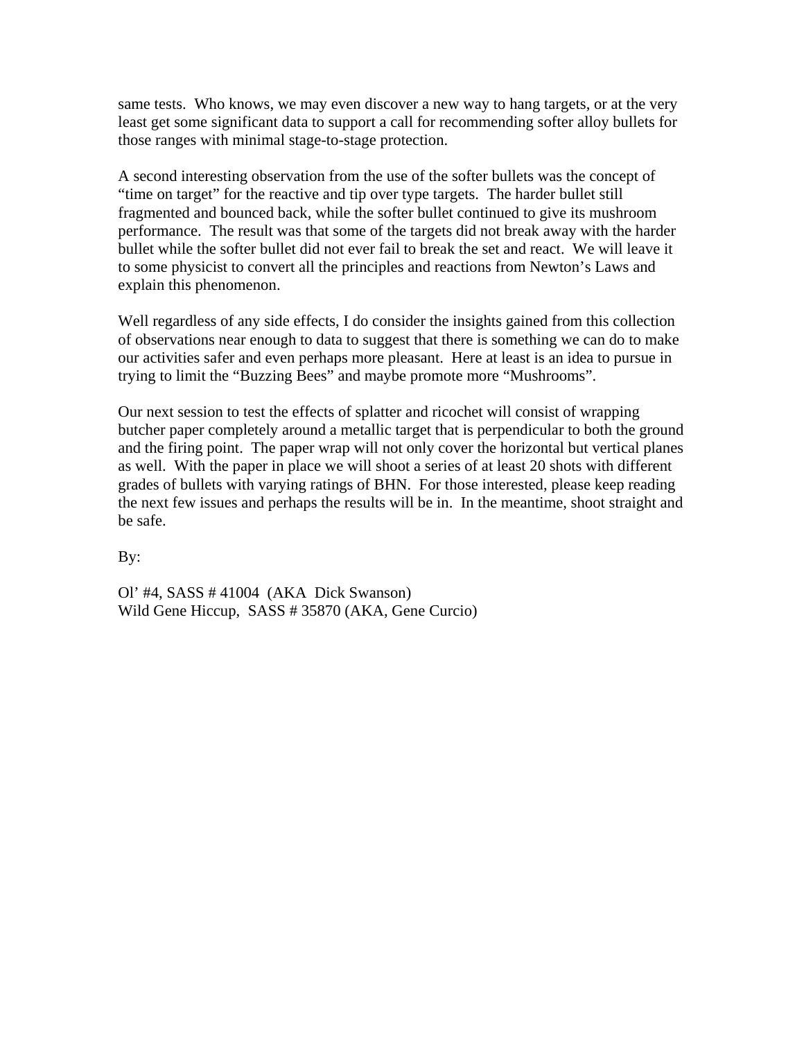same tests. Who knows, we may even discover a new way to hang targets, or at the very least get some significant data to support a call for recommending softer alloy bullets for those ranges with minimal stage-to-stage protection.

A second interesting observation from the use of the softer bullets was the concept of "time on target" for the reactive and tip over type targets. The harder bullet still fragmented and bounced back, while the softer bullet continued to give its mushroom performance. The result was that some of the targets did not break away with the harder bullet while the softer bullet did not ever fail to break the set and react. We will leave it to some physicist to convert all the principles and reactions from Newton's Laws and explain this phenomenon.

Well regardless of any side effects, I do consider the insights gained from this collection of observations near enough to data to suggest that there is something we can do to make our activities safer and even perhaps more pleasant. Here at least is an idea to pursue in trying to limit the "Buzzing Bees" and maybe promote more "Mushrooms".

Our next session to test the effects of splatter and ricochet will consist of wrapping butcher paper completely around a metallic target that is perpendicular to both the ground and the firing point. The paper wrap will not only cover the horizontal but vertical planes as well. With the paper in place we will shoot a series of at least 20 shots with different grades of bullets with varying ratings of BHN. For those interested, please keep reading the next few issues and perhaps the results will be in. In the meantime, shoot straight and be safe.

By:

Ol' #4, SASS # 41004 (AKA Dick Swanson)  
Wild Gene Hiccup, SASS # 35870 (AKA, Gene Curcio)